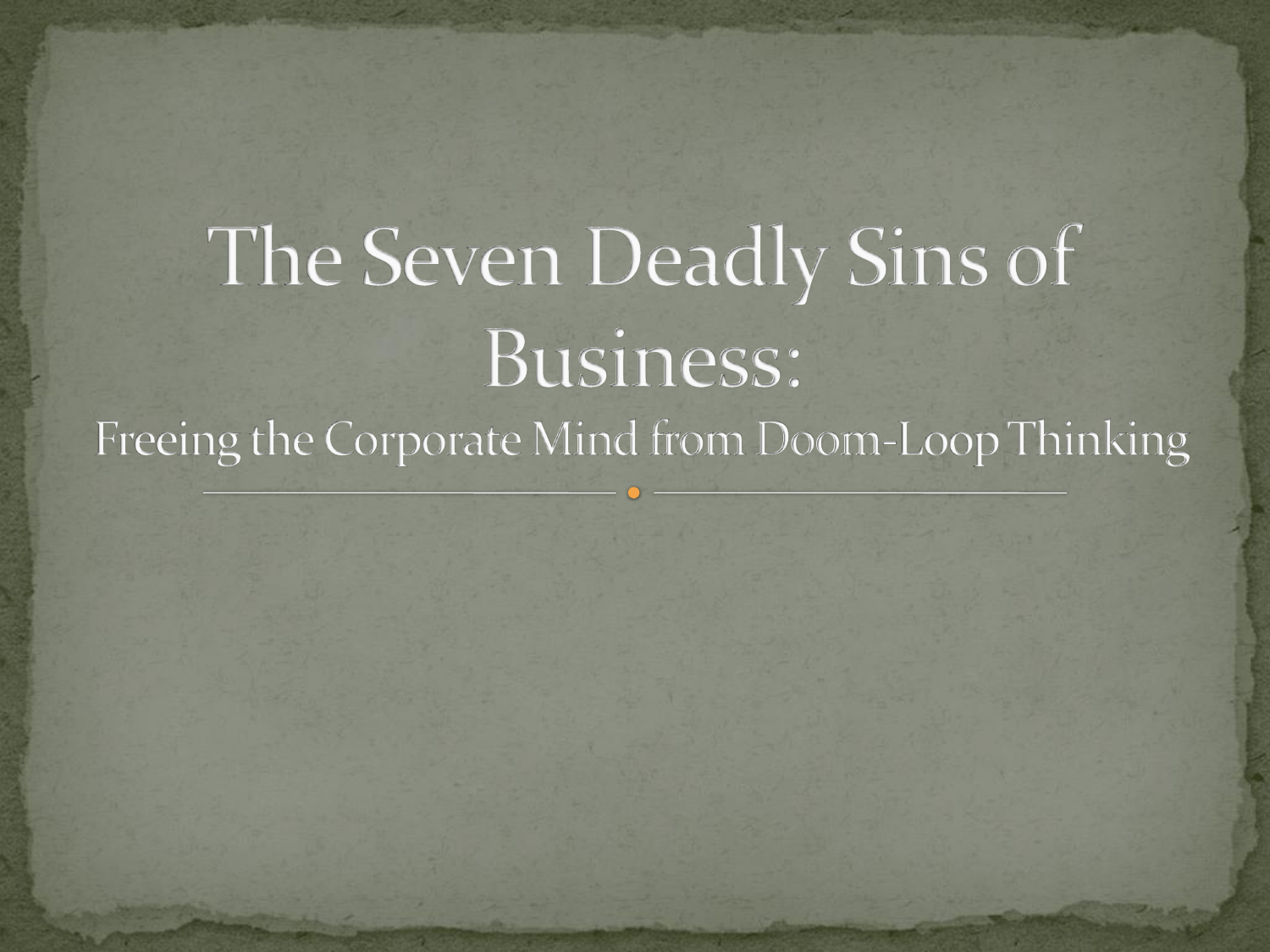# The Seven Deadly Sins of Business:

## Freeing the Corporate Mind from Doom-Loop Thinking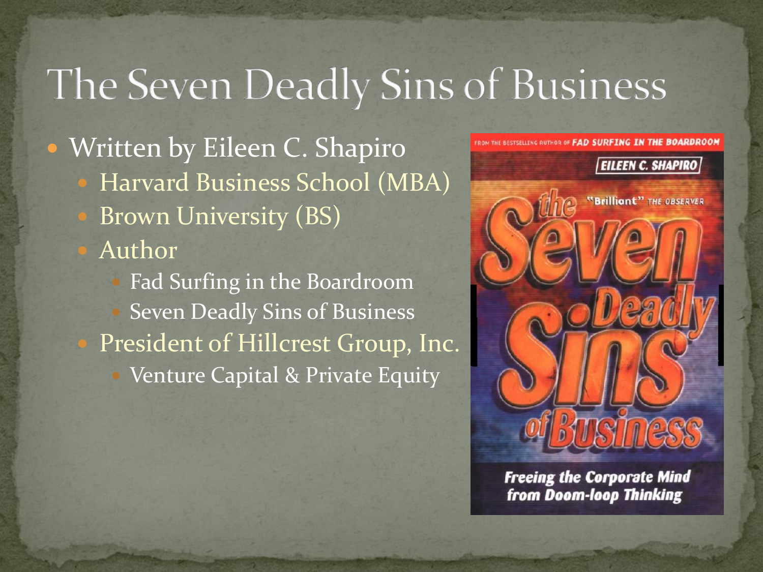# The Seven Deadly Sins of Business

- Written by Eileen C. Shapiro
  - Harvard Business School (MBA)
  - Brown University (BS)
  - Author
    - Fad Surfing in the Boardroom
    - Seven Deadly Sins of Business
  - President of Hillcrest Group, Inc.
    - Venture Capital & Private Equity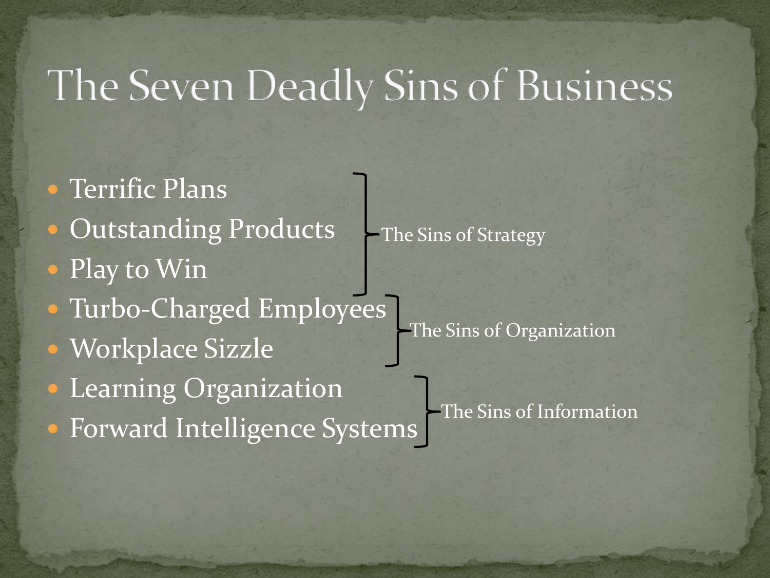# The Seven Deadly Sins of Business

- Terrific Plans
- Outstanding Products
- Play to Win

The Sins of Strategy

- Turbo-Charged Employees
- Workplace Sizzle

The Sins of Organization

- Learning Organization
- Forward Intelligence Systems

The Sins of Information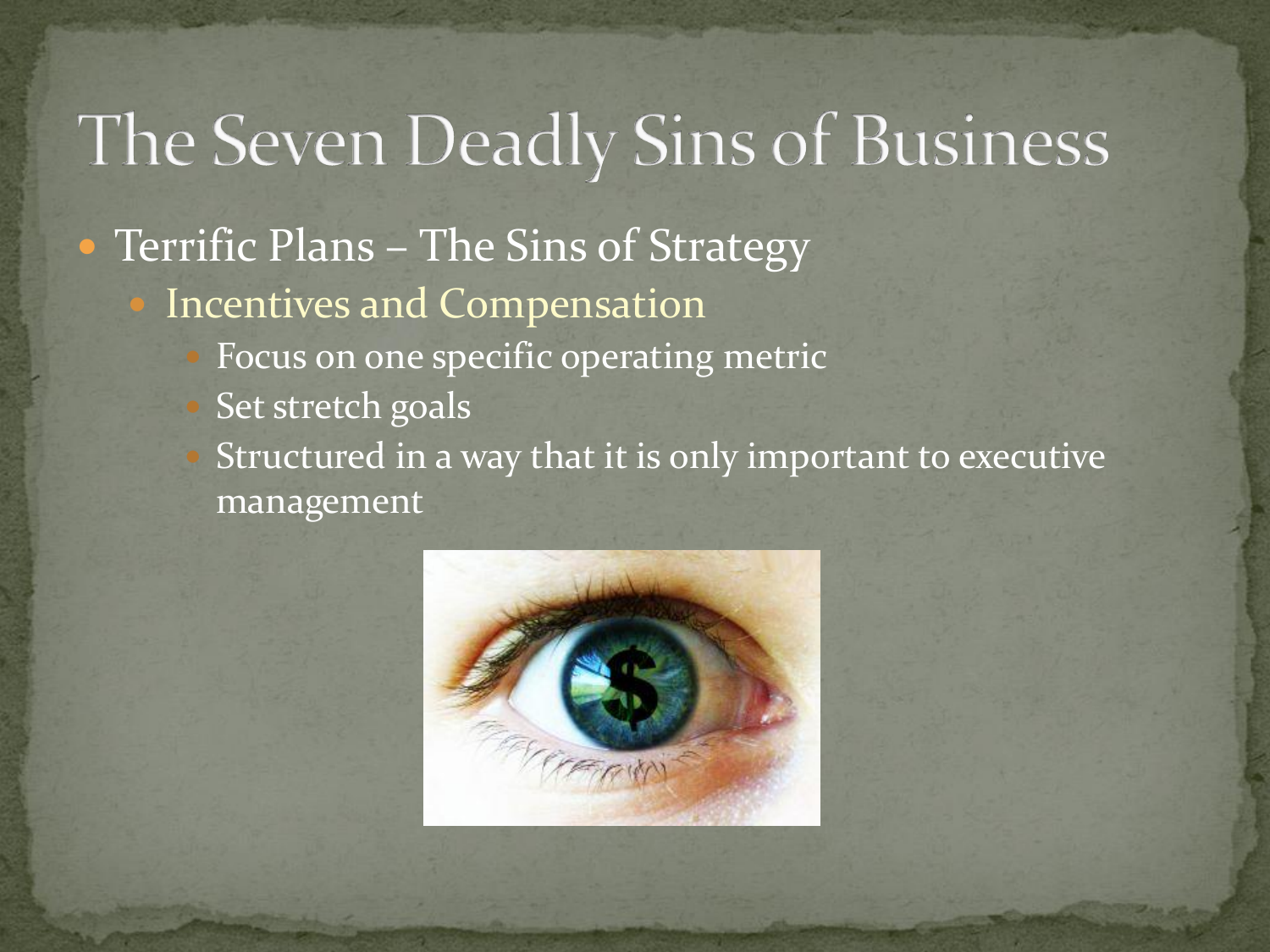# The Seven Deadly Sins of Business

- Terrific Plans – The Sins of Strategy
  - Incentives and Compensation
    - Focus on one specific operating metric
    - Set stretch goals
    - Structured in a way that it is only important to executive management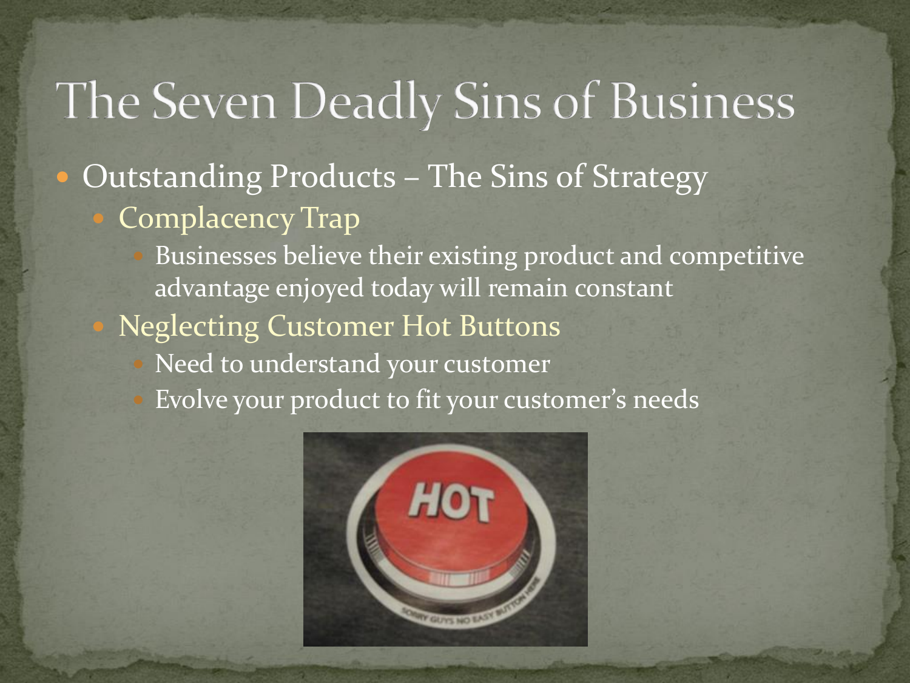# The Seven Deadly Sins of Business

- Outstanding Products – The Sins of Strategy
  - Complacency Trap
    - Businesses believe their existing product and competitive advantage enjoyed today will remain constant
  - Neglecting Customer Hot Buttons
    - Need to understand your customer
    - Evolve your product to fit your customer's needs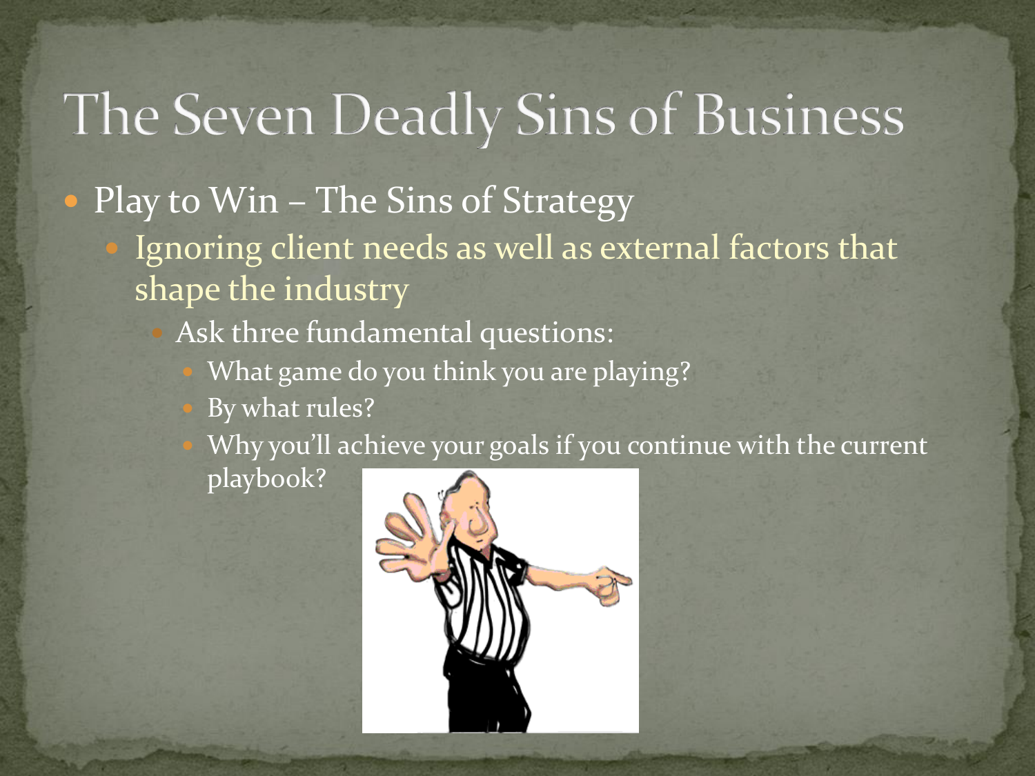# The Seven Deadly Sins of Business

- Play to Win – The Sins of Strategy
  - Ignoring client needs as well as external factors that shape the industry
    - Ask three fundamental questions:
      - What game do you think you are playing?
      - By what rules?
      - Why you'll achieve your goals if you continue with the current playbook?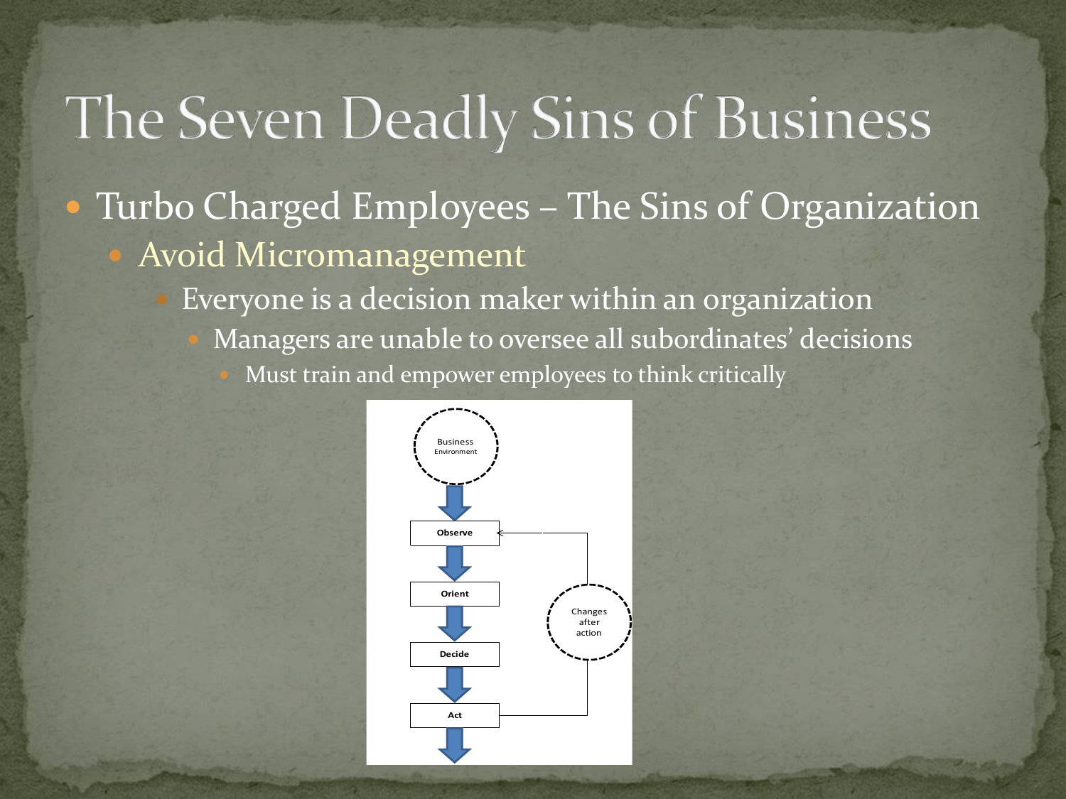# The Seven Deadly Sins of Business

- Turbo Charged Employees – The Sins of Organization
  - Avoid Micromanagement
    - Everyone is a decision maker within an organization
      - Managers are unable to oversee all subordinates' decisions
        - Must train and empower employees to think critically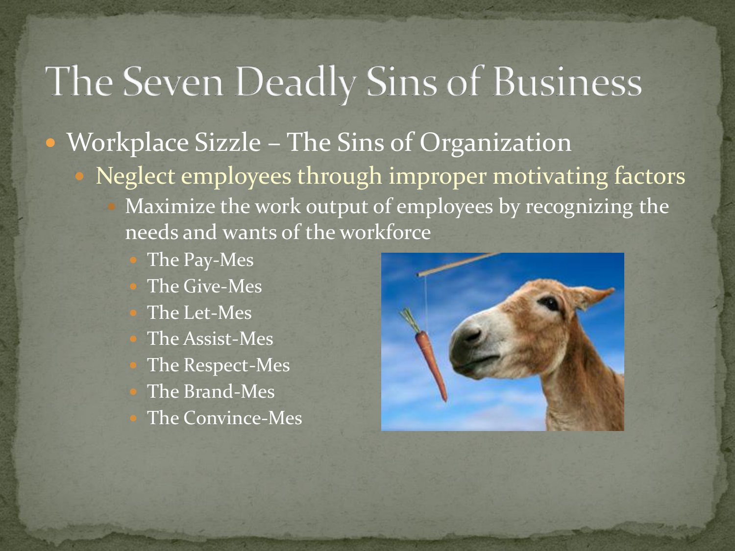# The Seven Deadly Sins of Business

- Workplace Sizzle – The Sins of Organization
  - Neglect employees through improper motivating factors
    - Maximize the work output of employees by recognizing the needs and wants of the workforce
      - The Pay-Mes
      - The Give-Mes
      - The Let-Mes
      - The Assist-Mes
      - The Respect-Mes
      - The Brand-Mes
      - The Convince-Mes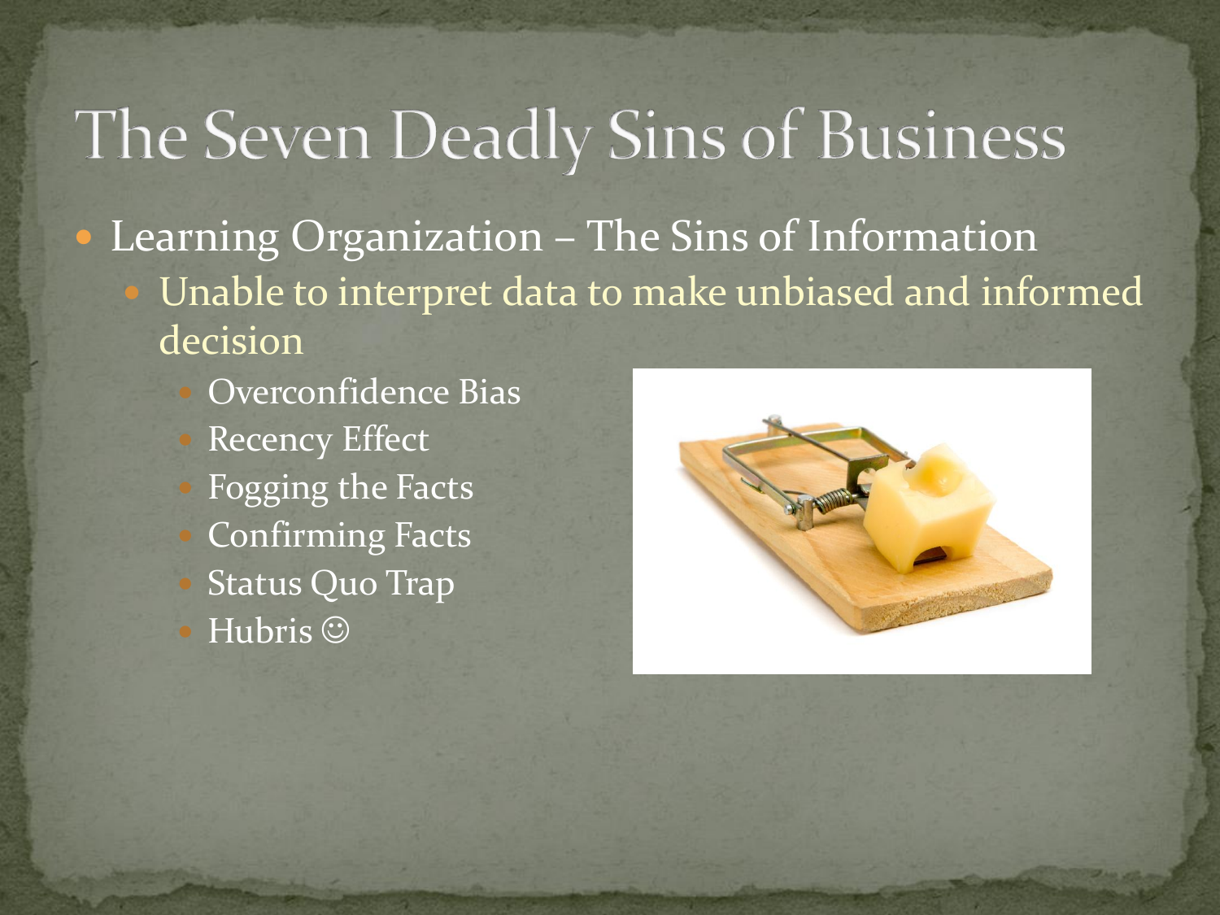# The Seven Deadly Sins of Business

- Learning Organization – The Sins of Information
  - Unable to interpret data to make unbiased and informed decision
    - Overconfidence Bias
    - Recency Effect
    - Fogging the Facts
    - Confirming Facts
    - Status Quo Trap
    - Hubris ☺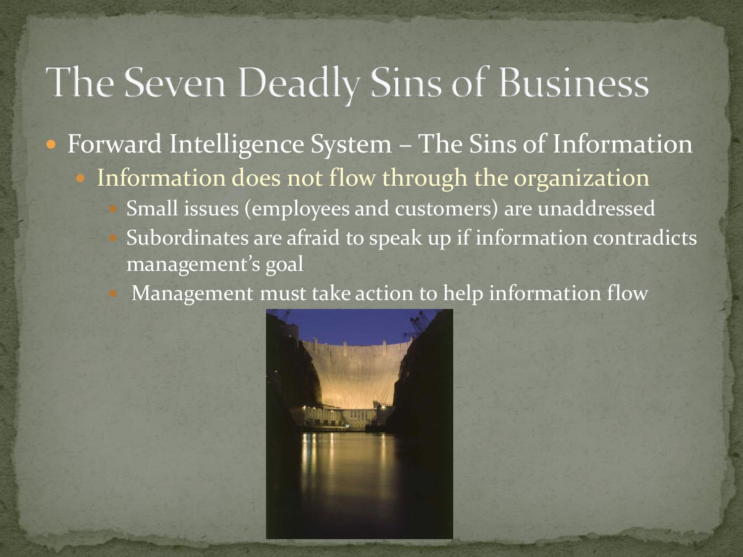# The Seven Deadly Sins of Business

- Forward Intelligence System – The Sins of Information
  - Information does not flow through the organization
    - Small issues (employees and customers) are unaddressed
    - Subordinates are afraid to speak up if information contradicts management's goal
    - Management must take action to help information flow